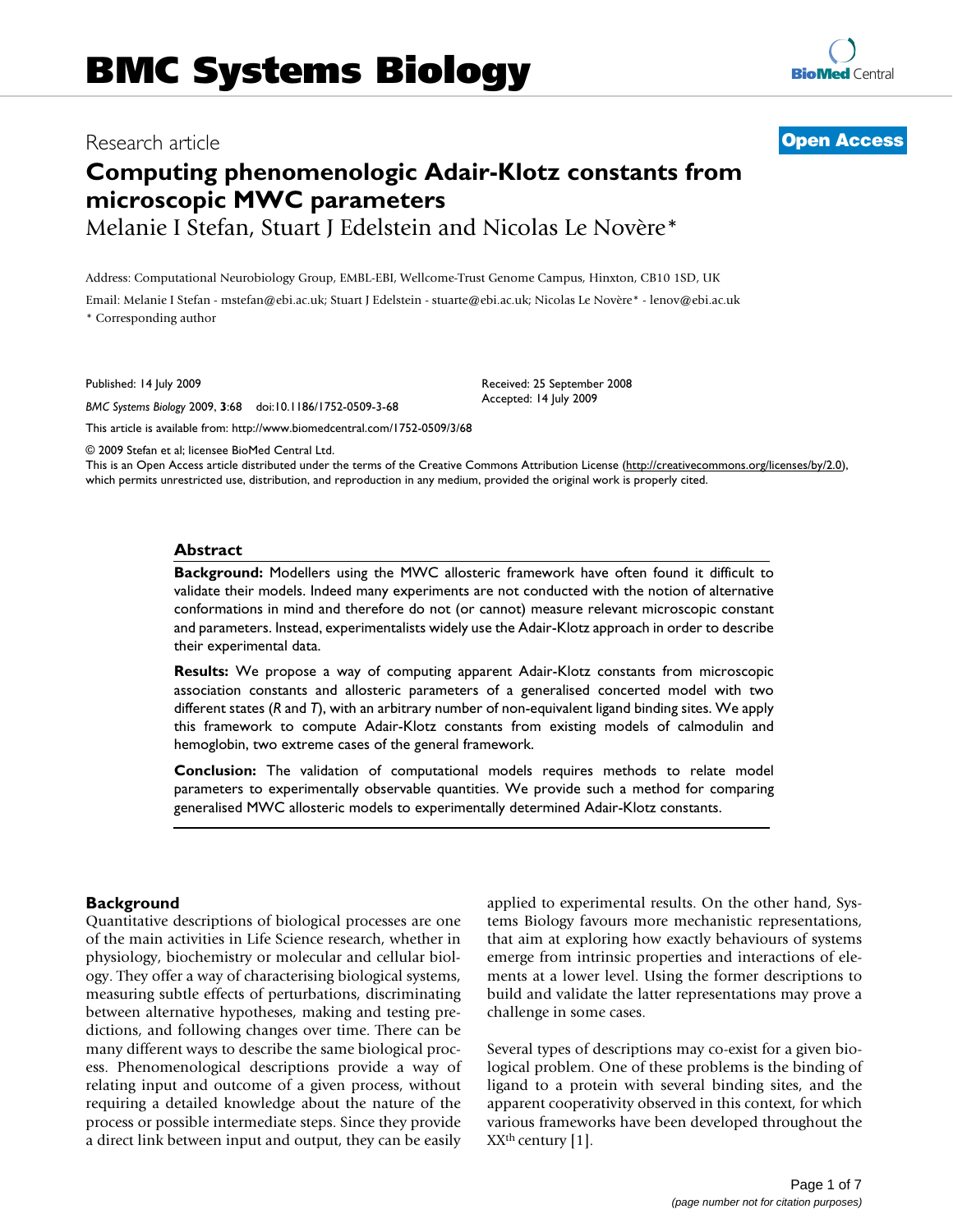# BMC Systems Biology

Research article

**Open Access**

# Computing phenomenologic Adair-Klotz constants from microscopic MWC parameters

Melanie I Stefan, Stuart J Edelstein and Nicolas Le Novère*

Address: Computational Neurobiology Group, EMBL-EBI, Wellcome-Trust Genome Campus, Hinxton, CB10 1SD, UK

Email: Melanie I Stefan - mstefan@ebi.ac.uk; Stuart J Edelstein - stuarte@ebi.ac.uk; Nicolas Le Novère* - lenov@ebi.ac.uk

* Corresponding author

Published: 14 July 2009

*BMC Systems Biology* 2009, **3**:68 doi:10.1186/1752-0509-3-68

Received: 25 September 2008
Accepted: 14 July 2009

This article is available from: http://www.biomedcentral.com/1752-0509/3/68

© 2009 Stefan et al; licensee BioMed Central Ltd.

This is an Open Access article distributed under the terms of the Creative Commons Attribution License (http://creativecommons.org/licenses/by/2.0), which permits unrestricted use, distribution, and reproduction in any medium, provided the original work is properly cited.

## Abstract

**Background:** Modellers using the MWC allosteric framework have often found it difficult to validate their models. Indeed many experiments are not conducted with the notion of alternative conformations in mind and therefore do not (or cannot) measure relevant microscopic constant and parameters. Instead, experimentalists widely use the Adair-Klotz approach in order to describe their experimental data.

**Results:** We propose a way of computing apparent Adair-Klotz constants from microscopic association constants and allosteric parameters of a generalised concerted model with two different states (*R* and *T*), with an arbitrary number of non-equivalent ligand binding sites. We apply this framework to compute Adair-Klotz constants from existing models of calmodulin and hemoglobin, two extreme cases of the general framework.

**Conclusion:** The validation of computational models requires methods to relate model parameters to experimentally observable quantities. We provide such a method for comparing generalised MWC allosteric models to experimentally determined Adair-Klotz constants.

## Background

Quantitative descriptions of biological processes are one of the main activities in Life Science research, whether in physiology, biochemistry or molecular and cellular biology. They offer a way of characterising biological systems, measuring subtle effects of perturbations, discriminating between alternative hypotheses, making and testing predictions, and following changes over time. There can be many different ways to describe the same biological process. Phenomenological descriptions provide a way of relating input and outcome of a given process, without requiring a detailed knowledge about the nature of the process or possible intermediate steps. Since they provide a direct link between input and output, they can be easily applied to experimental results. On the other hand, Systems Biology favours more mechanistic representations, that aim at exploring how exactly behaviours of systems emerge from intrinsic properties and interactions of elements at a lower level. Using the former descriptions to build and validate the latter representations may prove a challenge in some cases.

Several types of descriptions may co-exist for a given biological problem. One of these problems is the binding of ligand to a protein with several binding sites, and the apparent cooperativity observed in this context, for which various frameworks have been developed throughout the XX$^{th}$ century [1].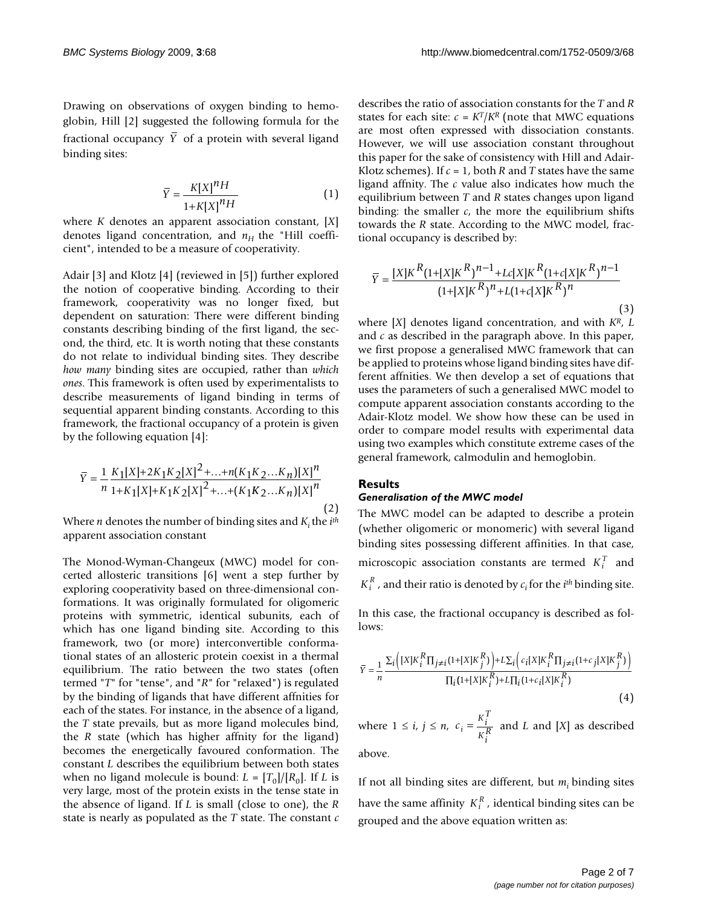Drawing on observations of oxygen binding to hemoglobin, Hill [2] suggested the following formula for the fractional occupancy $\bar{Y}$ of a protein with several ligand binding sites:

$$\bar{Y} = \frac{K[X]^{n_H}}{1+K[X]^{n_H}} \quad (1)$$

where $K$ denotes an apparent association constant, $[X]$ denotes ligand concentration, and $n_H$ the "Hill coefficient", intended to be a measure of cooperativity.

Adair [3] and Klotz [4] (reviewed in [5]) further explored the notion of cooperative binding. According to their framework, cooperativity was no longer fixed, but dependent on saturation: There were different binding constants describing binding of the first ligand, the second, the third, etc. It is worth noting that these constants do not relate to individual binding sites. They describe *how many* binding sites are occupied, rather than *which ones*. This framework is often used by experimentalists to describe measurements of ligand binding in terms of sequential apparent binding constants. According to this framework, the fractional occupancy of a protein is given by the following equation [4]:

$$\bar{Y} = \frac{1}{n}\frac{K_1[X]+2K_1K_2[X]^2+\ldots+n(K_1K_2\ldots K_n)[X]^n}{1+K_1[X]+K_1K_2[X]^2+\ldots+(K_1K_2\ldots K_n)[X]^n} \quad (2)$$

Where $n$ denotes the number of binding sites and $K_i$ the $i^{th}$ apparent association constant

The Monod-Wyman-Changeux (MWC) model for concerted allosteric transitions [6] went a step further by exploring cooperativity based on three-dimensional conformations. It was originally formulated for oligomeric proteins with symmetric, identical subunits, each of which has one ligand binding site. According to this framework, two (or more) interconvertible conformational states of an allosteric protein coexist in a thermal equilibrium. The ratio between the two states (often termed "$T$" for "tense", and "$R$" for "relaxed") is regulated by the binding of ligands that have different affnities for each of the states. For instance, in the absence of a ligand, the $T$ state prevails, but as more ligand molecules bind, the $R$ state (which has higher affnity for the ligand) becomes the energetically favoured conformation. The constant $L$ describes the equilibrium between both states when no ligand molecule is bound: $L = [T_0]/[R_0]$. If $L$ is very large, most of the protein exists in the tense state in the absence of ligand. If $L$ is small (close to one), the $R$ state is nearly as populated as the $T$ state. The constant $c$ describes the ratio of association constants for the $T$ and $R$ states for each site: $c = K^T/K^R$ (note that MWC equations are most often expressed with dissociation constants. However, we will use association constant throughout this paper for the sake of consistency with Hill and Adair-Klotz schemes). If $c = 1$, both $R$ and $T$ states have the same ligand affnity. The $c$ value also indicates how much the equilibrium between $T$ and $R$ states changes upon ligand binding: the smaller $c$, the more the equilibrium shifts towards the $R$ state. According to the MWC model, fractional occupancy is described by:

$$\bar{Y} = \frac{[X]K^R(1+[X]K^R)^{n-1}+Lc[X]K^R(1+c[X]K^R)^{n-1}}{(1+[X]K^R)^n+L(1+c[X]K^R)^n} \quad (3)$$

where $[X]$ denotes ligand concentration, and with $K^R$, $L$ and $c$ as described in the paragraph above. In this paper, we first propose a generalised MWC framework that can be applied to proteins whose ligand binding sites have different affinities. We then develop a set of equations that uses the parameters of such a generalised MWC model to compute apparent association constants according to the Adair-Klotz model. We show how these can be used in order to compare model results with experimental data using two examples which constitute extreme cases of the general framework, calmodulin and hemoglobin.

## Results

### *Generalisation of the MWC model*

The MWC model can be adapted to describe a protein (whether oligomeric or monomeric) with several ligand binding sites possessing different affinities. In that case, microscopic association constants are termed $K_i^T$ and $K_i^R$, and their ratio is denoted by $c_i$ for the $i^{th}$ binding site.

In this case, the fractional occupancy is described as follows:

$$\bar{Y} = \frac{1}{n}\frac{\sum_i\left([X]K_i^R\prod_{j\neq i}(1+[X]K_j^R)\right)+L\sum_i\left(c_i[X]K_i^R\prod_{j\neq i}(1+c_j[X]K_j^R)\right)}{\prod_i(1+[X]K_i^R)+L\prod_i(1+c_i[X]K_i^R)} \quad (4)$$

where $1 \leq i, j \leq n$, $c_i = \frac{K_i^T}{K_i^R}$ and $L$ and $[X]$ as described above.

If not all binding sites are different, but $m_i$ binding sites have the same affinity $K_i^R$, identical binding sites can be grouped and the above equation written as: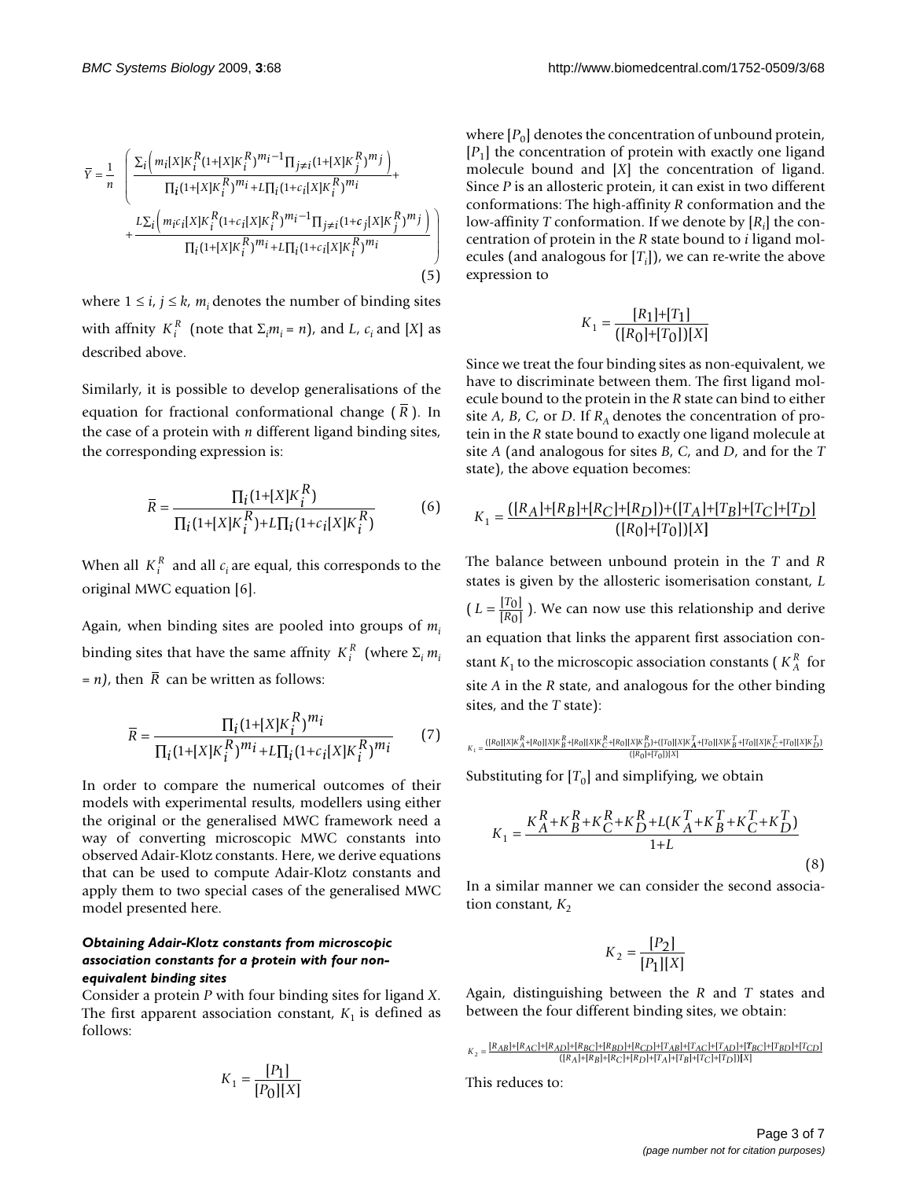$$\bar{Y} = \frac{1}{n}\left(\frac{\sum_i\left(m_i[X]K_i^R(1+[X]K_i^R)^{m_i-1}\prod_{j\neq i}(1+[X]K_j^R)^{m_j}\right)}{\prod_i(1+[X]K_i^R)^{m_i}+L\prod_i(1+c_i[X]K_i^R)^{m_i}}+ \right.$$
$$\left. +\frac{L\sum_i\left(m_ic_i[X]K_i^R(1+c_i[X]K_i^R)^{m_i-1}\prod_{j\neq i}(1+c_j[X]K_j^R)^{m_j}\right)}{\prod_i(1+[X]K_i^R)^{m_i}+L\prod_i(1+c_i[X]K_i^R)^{m_i}}\right) \quad (5)$$

where $1 \le i, j \le k$, $m_i$ denotes the number of binding sites with affnity $K_i^R$ (note that $\Sigma_i m_i = n$), and $L$, $c_i$ and $[X]$ as described above.

Similarly, it is possible to develop generalisations of the equation for fractional conformational change ($\bar{R}$). In the case of a protein with $n$ different ligand binding sites, the corresponding expression is:

$$\bar{R} = \frac{\prod_i(1+[X]K_i^R)}{\prod_i(1+[X]K_i^R)+L\prod_i(1+c_i[X]K_i^R)} \quad (6)$$

When all $K_i^R$ and all $c_i$ are equal, this corresponds to the original MWC equation [6].

Again, when binding sites are pooled into groups of $m_i$ binding sites that have the same affinity $K_i^R$ (where $\Sigma_i m_i = n$), then $\bar{R}$ can be written as follows:

$$\bar{R} = \frac{\prod_i(1+[X]K_i^R)^{m_i}}{\prod_i(1+[X]K_i^R)^{m_i}+L\prod_i(1+c_i[X]K_i^R)^{m_i}} \quad (7)$$

In order to compare the numerical outcomes of their models with experimental results, modellers using either the original or the generalised MWC framework need a way of converting microscopic MWC constants into observed Adair-Klotz constants. Here, we derive equations that can be used to compute Adair-Klotz constants and apply them to two special cases of the generalised MWC model presented here.

### *Obtaining Adair-Klotz constants from microscopic association constants for a protein with four non-equivalent binding sites*

Consider a protein $P$ with four binding sites for ligand $X$. The first apparent association constant, $K_1$ is defined as follows:

$$K_1 = \frac{[P_1]}{[P_0][X]}$$

where $[P_0]$ denotes the concentration of unbound protein, $[P_1]$ the concentration of protein with exactly one ligand molecule bound and $[X]$ the concentration of ligand. Since $P$ is an allosteric protein, it can exist in two different conformations: The high-affinity $R$ conformation and the low-affinity $T$ conformation. If we denote by $[R_i]$ the concentration of protein in the $R$ state bound to $i$ ligand molecules (and analogous for $[T_i]$), we can re-write the above expression to

$$K_1 = \frac{[R_1]+[T_1]}{([R_0]+[T_0])[X]}$$

Since we treat the four binding sites as non-equivalent, we have to discriminate between them. The first ligand molecule bound to the protein in the $R$ state can bind to either site $A$, $B$, $C$, or $D$. If $R_A$ denotes the concentration of protein in the $R$ state bound to exactly one ligand molecule at site $A$ (and analogous for sites $B$, $C$, and $D$, and for the $T$ state), the above equation becomes:

$$K_1 = \frac{([R_A]+[R_B]+[R_C]+[R_D])+([T_A]+[T_B]+[T_C]+[T_D]}{([R_0]+[T_0])[X]}$$

The balance between unbound protein in the $T$ and $R$ states is given by the allosteric isomerisation constant, $L$ ($L = \frac{[T_0]}{[R_0]}$). We can now use this relationship and derive an equation that links the apparent first association constant $K_1$ to the microscopic association constants ($K_A^R$ for site $A$ in the $R$ state, and analogous for the other binding sites, and the $T$ state):

$$K_1 = \frac{([R_0][X]K_A^R+[R_0][X]K_B^R+[R_0][X]K_C^R+[R_0][X]K_D^R)+([T_0][X]K_A^T+[T_0][X]K_B^T+[T_0][X]K_C^T+[T_0][X]K_D^T)}{([R_0]+[T_0])[X]}$$

Substituting for $[T_0]$ and simplifying, we obtain

$$K_1 = \frac{K_A^R+K_B^R+K_C^R+K_D^R+L(K_A^T+K_B^T+K_C^T+K_D^T)}{1+L} \quad (8)$$

In a similar manner we can consider the second association constant, $K_2$

$$K_2 = \frac{[P_2]}{[P_1][X]}$$

Again, distinguishing between the $R$ and $T$ states and between the four different binding sites, we obtain:

$$K_2 = \frac{[R_{AB}]+[R_{AC}]+[R_{AD}]+[R_{BC}]+[R_{BD}]+[R_{CD}]+[T_{AB}]+[T_{AC}]+[T_{AD}]+[T_{BC}]+[T_{BD}]+[T_{CD}]}{([R_A]+[R_B]+[R_C]+[R_D]+[T_A]+[T_B]+[T_C]+[T_D])[X]}$$

This reduces to: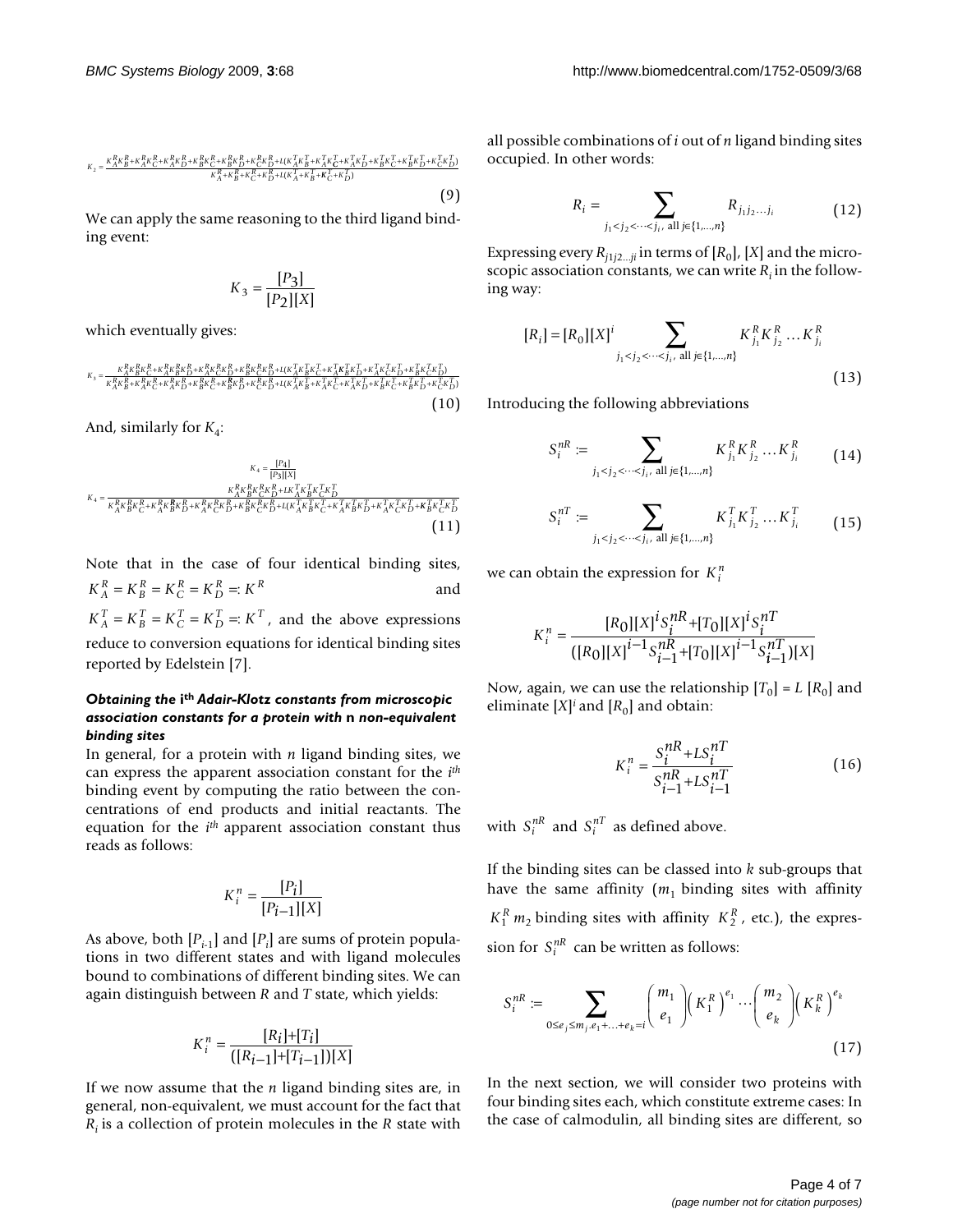$$K_2 = \frac{K_A^R K_B^R + K_A^R K_C^R + K_A^R K_D^R + K_B^R K_C^R + K_B^R K_D^R + K_C^R K_D^R + L(K_A^T K_B^T + K_A^T K_C^T + K_A^T K_D^T + K_B^T K_C^T + K_B^T K_D^T + K_C^T K_D^T)}{K_A^R + K_B^R + K_C^R + K_D^R + L(K_A^T + K_B^T + K_C^T + K_D^T)} \tag{9}$$

We can apply the same reasoning to the third ligand binding event:

$$K_3 = \frac{[P_3]}{[P_2][X]}$$

which eventually gives:

$$K_3 = \frac{K_A^R K_B^R K_C^R + K_A^R K_B^R K_D^R + K_A^R K_C^R K_D^R + K_B^R K_C^R K_D^R + L(K_A^T K_B^T K_C^T + K_A^T K_B^T K_D^T + K_A^T K_C^T K_D^T + K_B^T K_C^T K_D^T)}{K_A^R K_B^R + K_A^R K_C^R + K_A^R K_D^R + K_B^R K_C^R + K_B^R K_D^R + K_C^R K_D^R + L(K_A^T K_B^T + K_A^T K_C^T + K_A^T K_D^T + K_B^T K_C^T + K_B^T K_D^T + K_C^T K_D^T)} \tag{10}$$

And, similarly for $K_4$:

$$K_4 = \frac{[P_4]}{[P_3][X]}$$

$$K_4 = \frac{K_A^R K_B^R K_C^R K_D^R + L K_A^T K_B^T K_C^T K_D^T}{K_A^R K_B^R K_C^R + K_A^R K_B^R K_D^R + K_A^R K_C^R K_D^R + K_B^R K_C^R K_D^R + L(K_A^T K_B^T K_C^T + K_A^T K_B^T K_D^T + K_A^T K_C^T K_D^T + K_B^T K_C^T K_D^T)} \tag{11}$$

Note that in the case of four identical binding sites, $K_A^R = K_B^R = K_C^R = K_D^R =: K^R$ and $K_A^T = K_B^T = K_C^T = K_D^T =: K^T$, and the above expressions reduce to conversion equations for identical binding sites reported by Edelstein [7].

### *Obtaining the* i^th^ *Adair-Klotz constants from microscopic association constants for a protein with* n *non-equivalent binding sites*

In general, for a protein with $n$ ligand binding sites, we can express the apparent association constant for the $i^{th}$ binding event by computing the ratio between the concentrations of end products and initial reactants. The equation for the $i^{th}$ apparent association constant thus reads as follows:

$$K_i^n = \frac{[P_i]}{[P_{i-1}][X]}$$

As above, both $[P_{i-1}]$ and $[P_i]$ are sums of protein populations in two different states and with ligand molecules bound to combinations of different binding sites. We can again distinguish between $R$ and $T$ state, which yields:

$$K_i^n = \frac{[R_i]+[T_i]}{([R_{i-1}]+[T_{i-1}])[X]}$$

If we now assume that the $n$ ligand binding sites are, in general, non-equivalent, we must account for the fact that $R_i$ is a collection of protein molecules in the $R$ state with all possible combinations of $i$ out of $n$ ligand binding sites occupied. In other words:

$$R_i = \sum_{j_1 < j_2 < \dots < j_i,\ \text{all } j \in \{1,\dots,n\}} R_{j_1 j_2 \dots j_i} \tag{12}$$

Expressing every $R_{j1j2...ji}$ in terms of $[R_0]$, $[X]$ and the microscopic association constants, we can write $R_i$ in the following way:

$$[R_i] = [R_0][X]^i \sum_{j_1 < j_2 < \dots < j_i,\ \text{all } j \in \{1,\dots,n\}} K_{j_1}^R K_{j_2}^R \dots K_{j_i}^R \tag{13}$$

Introducing the following abbreviations

$$S_i^{nR} := \sum_{j_1 < j_2 < \dots < j_i,\ \text{all } j \in \{1,\dots,n\}} K_{j_1}^R K_{j_2}^R \dots K_{j_i}^R \tag{14}$$

$$S_i^{nT} := \sum_{j_1 < j_2 < \dots < j_i,\ \text{all } j \in \{1,\dots,n\}} K_{j_1}^T K_{j_2}^T \dots K_{j_i}^T \tag{15}$$

we can obtain the expression for $K_i^n$

$$K_i^n = \frac{[R_0][X]^i S_i^{nR} + [T_0][X]^i S_i^{nT}}{([R_0][X]^{i-1} S_{i-1}^{nR} + [T_0][X]^{i-1} S_{i-1}^{nT})[X]}$$

Now, again, we can use the relationship $[T_0] = L\,[R_0]$ and eliminate $[X]^i$ and $[R_0]$ and obtain:

$$K_i^n = \frac{S_i^{nR} + L S_i^{nT}}{S_{i-1}^{nR} + L S_{i-1}^{nT}} \tag{16}$$

with $S_i^{nR}$ and $S_i^{nT}$ as defined above.

If the binding sites can be classed into $k$ sub-groups that have the same affinity ($m_1$ binding sites with affinity $K_1^R$ $m_2$ binding sites with affinity $K_2^R$, etc.), the expression for $S_i^{nR}$ can be written as follows:

$$S_i^{nR} := \sum_{0 \le e_j \le m_j, e_1 + \dots + e_k = i} \binom{m_1}{e_1} \left(K_1^R\right)^{e_1} \cdots \binom{m_2}{e_k} \left(K_k^R\right)^{e_k} \tag{17}$$

In the next section, we will consider two proteins with four binding sites each, which constitute extreme cases: In the case of calmodulin, all binding sites are different, so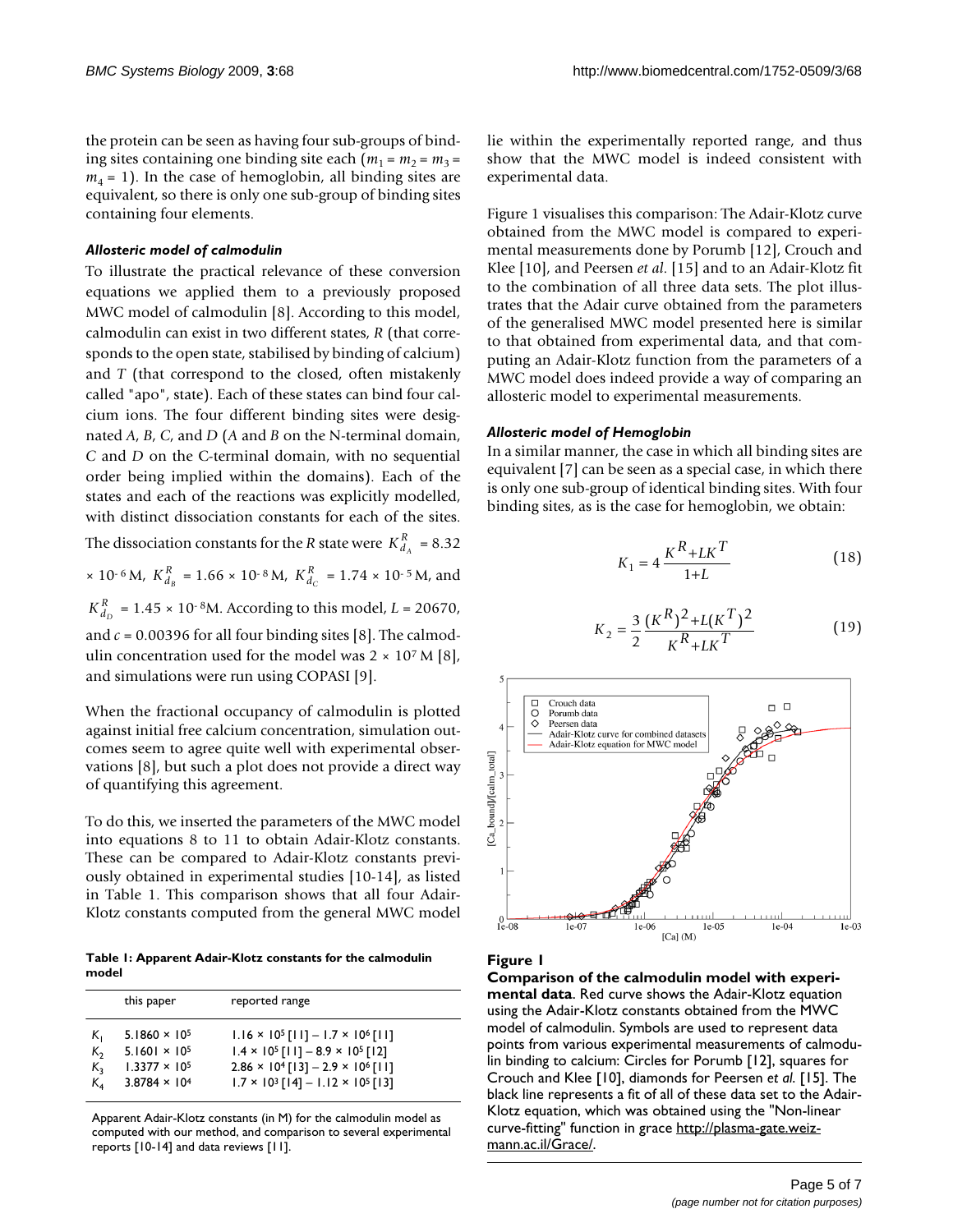the protein can be seen as having four sub-groups of binding sites containing one binding site each ($m_1 = m_2 = m_3 = m_4 = 1$). In the case of hemoglobin, all binding sites are equivalent, so there is only one sub-group of binding sites containing four elements.

### *Allosteric model of calmodulin*

To illustrate the practical relevance of these conversion equations we applied them to a previously proposed MWC model of calmodulin [8]. According to this model, calmodulin can exist in two different states, *R* (that corresponds to the open state, stabilised by binding of calcium) and *T* (that correspond to the closed, often mistakenly called "apo", state). Each of these states can bind four calcium ions. The four different binding sites were designated *A*, *B*, *C*, and *D* (*A* and *B* on the N-terminal domain, *C* and *D* on the C-terminal domain, with no sequential order being implied within the domains). Each of the states and each of the reactions was explicitly modelled, with distinct dissociation constants for each of the sites. The dissociation constants for the *R* state were $K^R_{d_A} = 8.32 \times 10^{-6}$ M, $K^R_{d_B} = 1.66 \times 10^{-8}$ M, $K^R_{d_C} = 1.74 \times 10^{-5}$ M, and $K^R_{d_D} = 1.45 \times 10^{-8}$M. According to this model, $L = 20670$, and $c = 0.00396$ for all four binding sites [8]. The calmodulin concentration used for the model was $2 \times 10^7$ M [8], and simulations were run using COPASI [9].

When the fractional occupancy of calmodulin is plotted against initial free calcium concentration, simulation outcomes seem to agree quite well with experimental observations [8], but such a plot does not provide a direct way of quantifying this agreement.

To do this, we inserted the parameters of the MWC model into equations 8 to 11 to obtain Adair-Klotz constants. These can be compared to Adair-Klotz constants previously obtained in experimental studies [10-14], as listed in Table 1. This comparison shows that all four Adair-Klotz constants computed from the general MWC model lie within the experimentally reported range, and thus show that the MWC model is indeed consistent with experimental data.

**Table 1: Apparent Adair-Klotz constants for the calmodulin model**

| | this paper | reported range |
|---|---|---|
| $K_1$ | $5.1860 \times 10^5$ | $1.16 \times 10^5$ [11] – $1.7 \times 10^6$ [11] |
| $K_2$ | $5.1601 \times 10^5$ | $1.4 \times 10^5$ [11] – $8.9 \times 10^5$ [12] |
| $K_3$ | $1.3377 \times 10^5$ | $2.86 \times 10^4$ [13] – $2.9 \times 10^6$ [11] |
| $K_4$ | $3.8784 \times 10^4$ | $1.7 \times 10^3$ [14] – $1.12 \times 10^5$ [13] |

Apparent Adair-Klotz constants (in M) for the calmodulin model as computed with our method, and comparison to several experimental reports [10-14] and data reviews [11].

Figure 1 visualises this comparison: The Adair-Klotz curve obtained from the MWC model is compared to experimental measurements done by Porumb [12], Crouch and Klee [10], and Peersen *et al*. [15] and to an Adair-Klotz fit to the combination of all three data sets. The plot illustrates that the Adair curve obtained from the parameters of the generalised MWC model presented here is similar to that obtained from experimental data, and that computing an Adair-Klotz function from the parameters of a MWC model does indeed provide a way of comparing an allosteric model to experimental measurements.

### *Allosteric model of Hemoglobin*

In a similar manner, the case in which all binding sites are equivalent [7] can be seen as a special case, in which there is only one sub-group of identical binding sites. With four binding sites, as is the case for hemoglobin, we obtain:

$$K_1 = 4\,\frac{K^R + LK^T}{1+L} \tag{18}$$

$$K_2 = \frac{3}{2}\,\frac{(K^R)^2 + L(K^T)^2}{K^R + LK^T} \tag{19}$$

**Figure 1**

**Comparison of the calmodulin model with experimental data**. Red curve shows the Adair-Klotz equation using the Adair-Klotz constants obtained from the MWC model of calmodulin. Symbols are used to represent data points from various experimental measurements of calmodulin binding to calcium: Circles for Porumb [12], squares for Crouch and Klee [10], diamonds for Peersen *et al.* [15]. The black line represents a fit of all of these data set to the Adair-Klotz equation, which was obtained using the "Non-linear curve-fitting" function in grace http://plasma-gate.weizmann.ac.il/Grace/.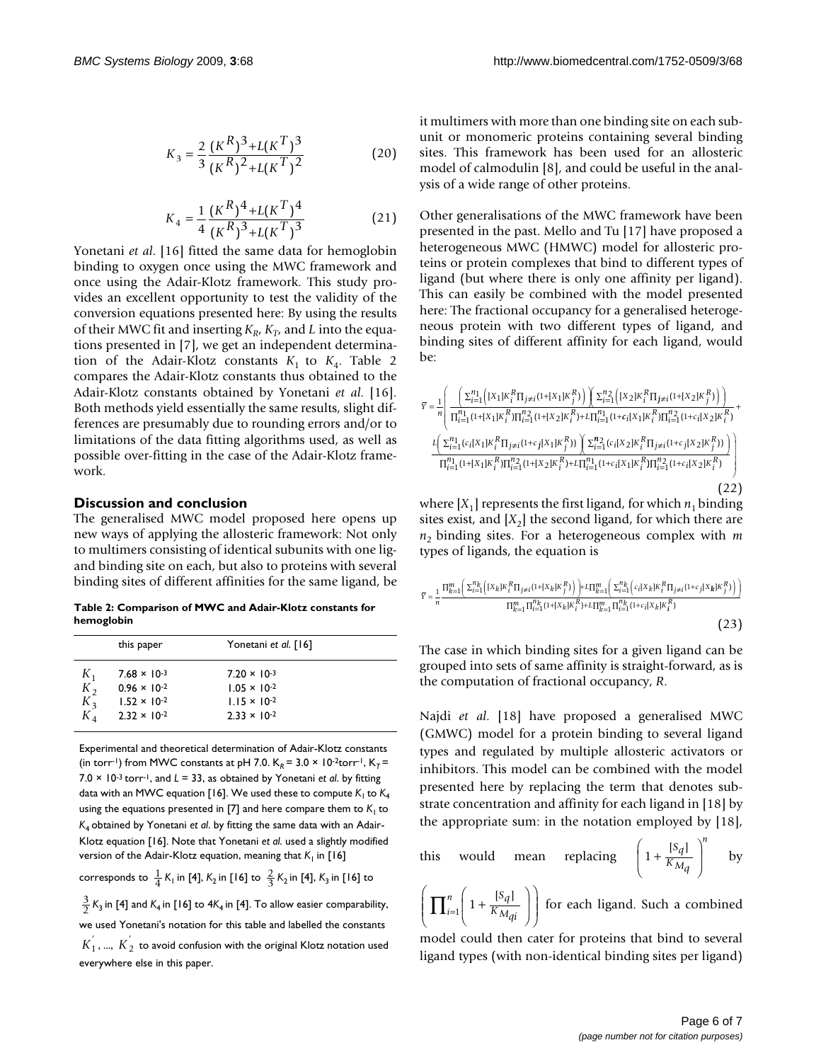$$K_3 = \frac{2}{3} \frac{(K^R)^3 + L(K^T)^3}{(K^R)^2 + L(K^T)^2} \tag{20}$$

$$K_4 = \frac{1}{4} \frac{(K^R)^4 + L(K^T)^4}{(K^R)^3 + L(K^T)^3} \tag{21}$$

Yonetani *et al*. [16] fitted the same data for hemoglobin binding to oxygen once using the MWC framework and once using the Adair-Klotz framework. This study provides an excellent opportunity to test the validity of the conversion equations presented here: By using the results of their MWC fit and inserting $K_R$, $K_T$, and $L$ into the equations presented in [7], we get an independent determination of the Adair-Klotz constants $K_1$ to $K_4$. Table 2 compares the Adair-Klotz constants thus obtained to the Adair-Klotz constants obtained by Yonetani *et al*. [16]. Both methods yield essentially the same results, slight differences are presumably due to rounding errors and/or to limitations of the data fitting algorithms used, as well as possible over-fitting in the case of the Adair-Klotz framework.

## Discussion and conclusion

The generalised MWC model proposed here opens up new ways of applying the allosteric framework: Not only to multimers consisting of identical subunits with one ligand binding site on each, but also to proteins with several binding sites of different affinities for the same ligand, be it multimers with more than one binding site on each subunit or monomeric proteins containing several binding sites. This framework has been used for an allosteric model of calmodulin [8], and could be useful in the analysis of a wide range of other proteins.

**Table 2: Comparison of MWC and Adair-Klotz constants for hemoglobin**

| | this paper | Yonetani *et al.* [16] |
|---|---|---|
| $K_1$ | $7.68 \times 10^{-3}$ | $7.20 \times 10^{-3}$ |
| $K_2$ | $0.96 \times 10^{-2}$ | $1.05 \times 10^{-2}$ |
| $K_3$ | $1.52 \times 10^{-2}$ | $1.15 \times 10^{-2}$ |
| $K_4$ | $2.32 \times 10^{-2}$ | $2.33 \times 10^{-2}$ |

Experimental and theoretical determination of Adair-Klotz constants (in torr$^{-1}$) from MWC constants at pH 7.0. $K_R = 3.0 \times 10^{-2}$torr$^{-1}$, $K_T = 7.0 \times 10^{-3}$ torr$^{-1}$, and $L = 33$, as obtained by Yonetani *et al*. by fitting data with an MWC equation [16]. We used these to compute $K_1$ to $K_4$ using the equations presented in [7] and here compare them to $K_1$ to $K_4$ obtained by Yonetani *et al*. by fitting the same data with an Adair-Klotz equation [16]. Note that Yonetani *et al.* used a slightly modified version of the Adair-Klotz equation, meaning that $K_1$ in [16] corresponds to $\frac{1}{4} K_1$ in [4], $K_2$ in [16] to $\frac{2}{3} K_2$ in [4], $K_3$ in [16] to $\frac{3}{2} K_3$ in [4] and $K_4$ in [16] to $4K_4$ in [4]. To allow easier comparability, we used Yonetani's notation for this table and labelled the constants $K_1^{'}$, ..., $K_2^{'}$ to avoid confusion with the original Klotz notation used everywhere else in this paper.

Other generalisations of the MWC framework have been presented in the past. Mello and Tu [17] have proposed a heterogeneous MWC (HMWC) model for allosteric proteins or protein complexes that bind to different types of ligand (but where there is only one affinity per ligand). This can easily be combined with the model presented here: The fractional occupancy for a generalised heterogeneous protein with two different types of ligand, and binding sites of different affinity for each ligand, would be:

$$\bar{Y} = \frac{1}{n}\left( \frac{\left(\sum_{i=1}^{n_1}\left([X_1]K_i^R\prod_{j\neq i}(1+[X_1]K_j^R)\right)\right)\left(\sum_{i=1}^{n_2}\left([X_2]K_i^R\prod_{j\neq i}(1+[X_2]K_j^R)\right)\right)}{\prod_{i=1}^{n_1}(1+[X_1]K_i^R)\prod_{i=1}^{n_2}(1+[X_2]K_i^R)+L\prod_{i=1}^{n_1}(1+c_i[X_1]K_i^R)\prod_{i=1}^{n_2}(1+c_i[X_2]K_i^R)} + \frac{L\left(\sum_{i=1}^{n_1}(c_i[X_1]K_i^R\prod_{j\neq i}(1+c_j[X_1]K_j^R))\right)\left(\sum_{i=1}^{n_2}(c_i[X_2]K_i^R\prod_{j\neq i}(1+c_j[X_2]K_j^R))\right)}{\prod_{i=1}^{n_1}(1+[X_1]K_i^R)\prod_{i=1}^{n_2}(1+[X_2]K_i^R)+L\prod_{i=1}^{n_1}(1+c_i[X_1]K_i^R)\prod_{i=1}^{n_2}(1+c_i[X_2]K_i^R)} \right) \tag{22}$$

where $[X_1]$ represents the first ligand, for which $n_1$ binding sites exist, and $[X_2]$ the second ligand, for which there are $n_2$ binding sites. For a heterogeneous complex with $m$ types of ligands, the equation is

$$\bar{Y} = \frac{1}{n}\frac{\prod_{k=1}^{m}\left(\sum_{i=1}^{n_k}\left([X_k]K_i^R\prod_{j\neq i}(1+[X_k]K_j^R)\right)\right)+L\prod_{k=1}^{m}\left(\sum_{i=1}^{n_k}\left(c_i[X_k]K_i^R\prod_{j\neq i}(1+c_j[X_k]K_j^R)\right)\right)}{\prod_{k=1}^{m}\prod_{i=1}^{n_k}(1+[X_k]K_i^R)+L\prod_{k=1}^{m}\prod_{i=1}^{n_k}(1+c_i[X_k]K_i^R)} \tag{23}$$

The case in which binding sites for a given ligand can be grouped into sets of same affinity is straight-forward, as is the computation of fractional occupancy, $R$.

Najdi *et al*. [18] have proposed a generalised MWC (GMWC) model for a protein binding to several ligand types and regulated by multiple allosteric activators or inhibitors. This model can be combined with the model presented here by replacing the term that denotes substrate concentration and affinity for each ligand in [18] by the appropriate sum: in the notation employed by [18], this would mean replacing $\left(1 + \frac{[S_q]}{K_{M_q}}\right)^n$ by $\left(\prod_{i=1}^{n}\left(1 + \frac{[S_q]}{K_{M_{qi}}}\right)\right)$ for each ligand. Such a combined model could then cater for proteins that bind to several ligand types (with non-identical binding sites per ligand)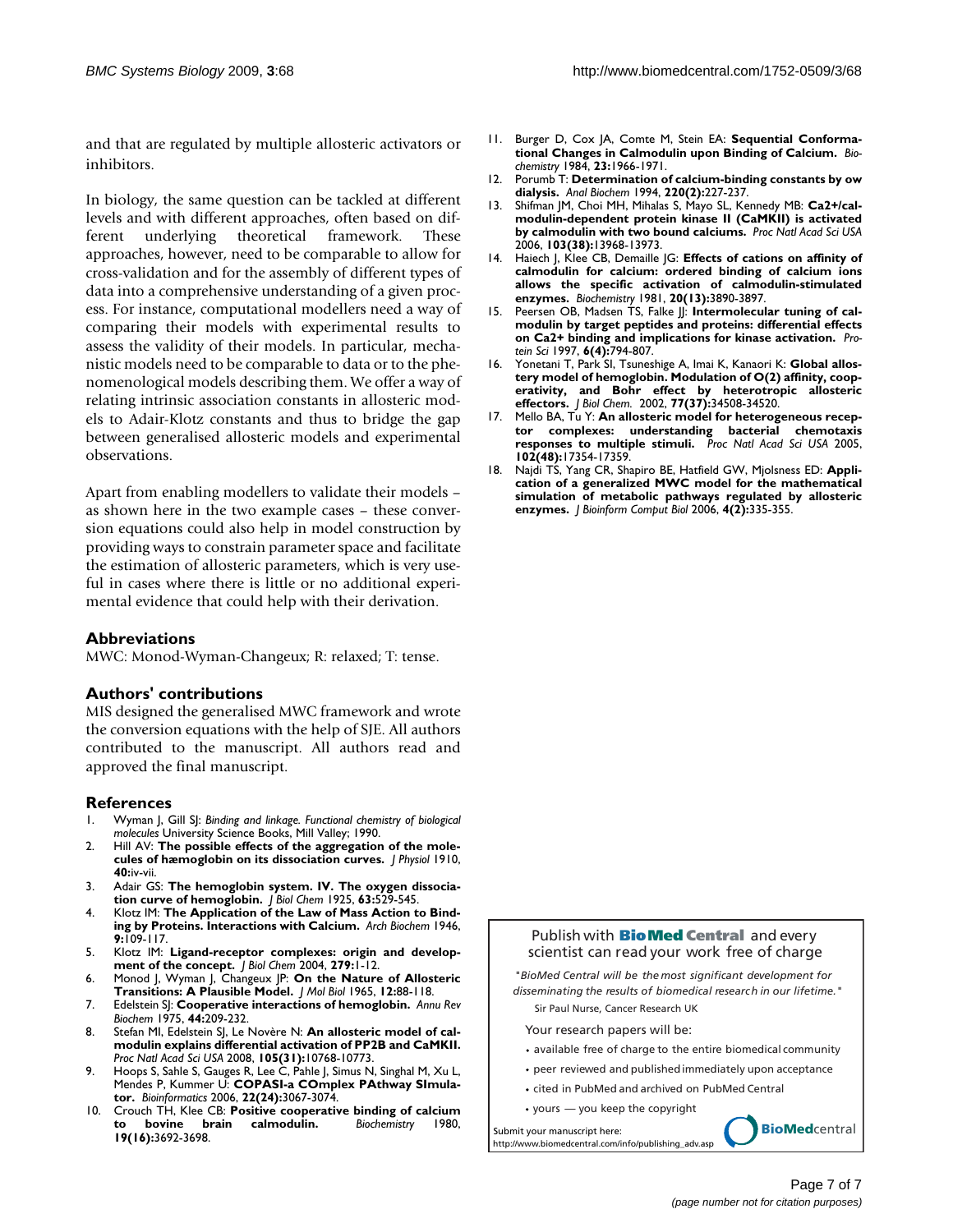and that are regulated by multiple allosteric activators or inhibitors.

In biology, the same question can be tackled at different levels and with different approaches, often based on different underlying theoretical framework. These approaches, however, need to be comparable to allow for cross-validation and for the assembly of different types of data into a comprehensive understanding of a given process. For instance, computational modellers need a way of comparing their models with experimental results to assess the validity of their models. In particular, mechanistic models need to be comparable to data or to the phenomenological models describing them. We offer a way of relating intrinsic association constants in allosteric models to Adair-Klotz constants and thus to bridge the gap between generalised allosteric models and experimental observations.

Apart from enabling modellers to validate their models – as shown here in the two example cases – these conversion equations could also help in model construction by providing ways to constrain parameter space and facilitate the estimation of allosteric parameters, which is very useful in cases where there is little or no additional experimental evidence that could help with their derivation.

## Abbreviations

MWC: Monod-Wyman-Changeux; R: relaxed; T: tense.

## Authors' contributions

MIS designed the generalised MWC framework and wrote the conversion equations with the help of SJE. All authors contributed to the manuscript. All authors read and approved the final manuscript.

## References

1. Wyman J, Gill SJ: *Binding and linkage. Functional chemistry of biological molecules* University Science Books, Mill Valley; 1990.
2. Hill AV: **The possible effects of the aggregation of the molecules of hæmoglobin on its dissociation curves.** *J Physiol* 1910, **40:**iv-vii.
3. Adair GS: **The hemoglobin system. IV. The oxygen dissociation curve of hemoglobin.** *J Biol Chem* 1925, **63:**529-545.
4. Klotz IM: **The Application of the Law of Mass Action to Binding by Proteins. Interactions with Calcium.** *Arch Biochem* 1946, **9:**109-117.
5. Klotz IM: **Ligand-receptor complexes: origin and development of the concept.** *J Biol Chem* 2004, **279:**1-12.
6. Monod J, Wyman J, Changeux JP: **On the Nature of Allosteric Transitions: A Plausible Model.** *J Mol Biol* 1965, **12:**88-118.
7. Edelstein SJ: **Cooperative interactions of hemoglobin.** *Annu Rev Biochem* 1975, **44:**209-232.
8. Stefan MI, Edelstein SJ, Le Novère N: **An allosteric model of calmodulin explains differential activation of PP2B and CaMKII.** *Proc Natl Acad Sci USA* 2008, **105(31):**10768-10773.
9. Hoops S, Sahle S, Gauges R, Lee C, Pahle J, Simus N, Singhal M, Xu L, Mendes P, Kummer U: **COPASI-a COmplex PAthway SImulator.** *Bioinformatics* 2006, **22(24):**3067-3074.
10. Crouch TH, Klee CB: **Positive cooperative binding of calcium to bovine brain calmodulin.** *Biochemistry* 1980, **19(16):**3692-3698.
11. Burger D, Cox JA, Comte M, Stein EA: **Sequential Conformational Changes in Calmodulin upon Binding of Calcium.** *Biochemistry* 1984, **23:**1966-1971.
12. Porumb T: **Determination of calcium-binding constants by ow dialysis.** *Anal Biochem* 1994, **220(2):**227-237.
13. Shifman JM, Choi MH, Mihalas S, Mayo SL, Kennedy MB: **Ca2+/calmodulin-dependent protein kinase II (CaMKII) is activated by calmodulin with two bound calciums.** *Proc Natl Acad Sci USA* 2006, **103(38):**13968-13973.
14. Haiech J, Klee CB, Demaille JG: **Effects of cations on affinity of calmodulin for calcium: ordered binding of calcium ions allows the specific activation of calmodulin-stimulated enzymes.** *Biochemistry* 1981, **20(13):**3890-3897.
15. Peersen OB, Madsen TS, Falke JJ: **Intermolecular tuning of calmodulin by target peptides and proteins: differential effects on Ca2+ binding and implications for kinase activation.** *Protein Sci* 1997, **6(4):**794-807.
16. Yonetani T, Park SI, Tsuneshige A, Imai K, Kanaori K: **Global allostery model of hemoglobin. Modulation of O(2) affinity, cooperativity, and Bohr effect by heterotropic allosteric effectors.** *J Biol Chem.* 2002, **77(37):**34508-34520.
17. Mello BA, Tu Y: **An allosteric model for heterogeneous receptor complexes: understanding bacterial chemotaxis responses to multiple stimuli.** *Proc Natl Acad Sci USA* 2005, **102(48):**17354-17359.
18. Najdi TS, Yang CR, Shapiro BE, Hatfield GW, Mjolsness ED: **Application of a generalized MWC model for the mathematical simulation of metabolic pathways regulated by allosteric enzymes.** *J Bioinform Comput Biol* 2006, **4(2):**335-355.

Publish with **BioMed Central** and every scientist can read your work free of charge

*"BioMed Central will be the most significant development for disseminating the results of biomedical research in our lifetime."*
Sir Paul Nurse, Cancer Research UK

Your research papers will be:

- available free of charge to the entire biomedical community
- peer reviewed and published immediately upon acceptance
- cited in PubMed and archived on PubMed Central
- yours — you keep the copyright

Submit your manuscript here:
http://www.biomedcentral.com/info/publishing_adv.asp

BioMedcentral